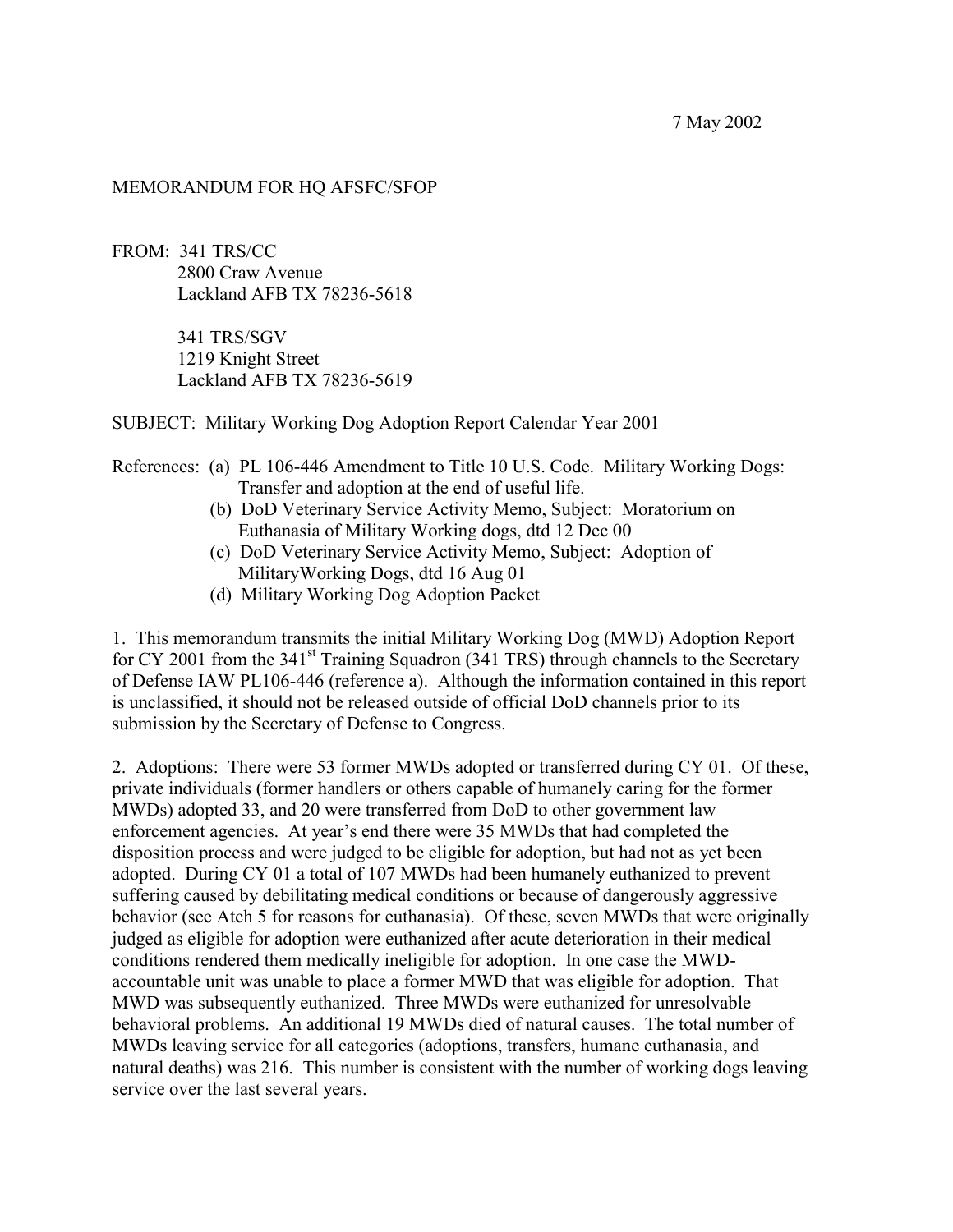7 May 2002

MEMORANDUM FOR HQ AFSFC/SFOP

FROM: 341 TRS/CC
2800 Craw Avenue
Lackland AFB TX 78236-5618

341 TRS/SGV
1219 Knight Street
Lackland AFB TX 78236-5619

SUBJECT: Military Working Dog Adoption Report Calendar Year 2001

References: (a) PL 106-446 Amendment to Title 10 U.S. Code. Military Working Dogs: Transfer and adoption at the end of useful life.
(b) DoD Veterinary Service Activity Memo, Subject: Moratorium on Euthanasia of Military Working dogs, dtd 12 Dec 00
(c) DoD Veterinary Service Activity Memo, Subject: Adoption of MilitaryWorking Dogs, dtd 16 Aug 01
(d) Military Working Dog Adoption Packet

1. This memorandum transmits the initial Military Working Dog (MWD) Adoption Report for CY 2001 from the 341st Training Squadron (341 TRS) through channels to the Secretary of Defense IAW PL106-446 (reference a). Although the information contained in this report is unclassified, it should not be released outside of official DoD channels prior to its submission by the Secretary of Defense to Congress.

2. Adoptions: There were 53 former MWDs adopted or transferred during CY 01. Of these, private individuals (former handlers or others capable of humanely caring for the former MWDs) adopted 33, and 20 were transferred from DoD to other government law enforcement agencies. At year's end there were 35 MWDs that had completed the disposition process and were judged to be eligible for adoption, but had not as yet been adopted. During CY 01 a total of 107 MWDs had been humanely euthanized to prevent suffering caused by debilitating medical conditions or because of dangerously aggressive behavior (see Atch 5 for reasons for euthanasia). Of these, seven MWDs that were originally judged as eligible for adoption were euthanized after acute deterioration in their medical conditions rendered them medically ineligible for adoption. In one case the MWD-accountable unit was unable to place a former MWD that was eligible for adoption. That MWD was subsequently euthanized. Three MWDs were euthanized for unresolvable behavioral problems. An additional 19 MWDs died of natural causes. The total number of MWDs leaving service for all categories (adoptions, transfers, humane euthanasia, and natural deaths) was 216. This number is consistent with the number of working dogs leaving service over the last several years.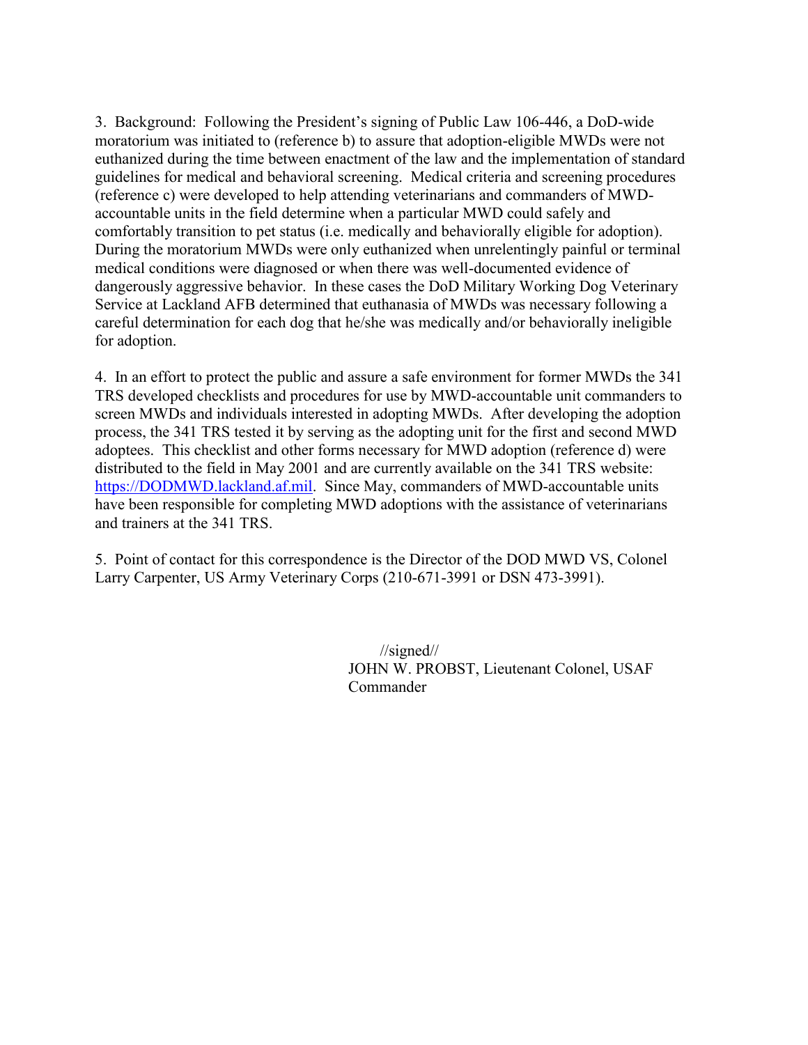3. Background: Following the President's signing of Public Law 106-446, a DoD-wide moratorium was initiated to (reference b) to assure that adoption-eligible MWDs were not euthanized during the time between enactment of the law and the implementation of standard guidelines for medical and behavioral screening. Medical criteria and screening procedures (reference c) were developed to help attending veterinarians and commanders of MWD-accountable units in the field determine when a particular MWD could safely and comfortably transition to pet status (i.e. medically and behaviorally eligible for adoption). During the moratorium MWDs were only euthanized when unrelentingly painful or terminal medical conditions were diagnosed or when there was well-documented evidence of dangerously aggressive behavior. In these cases the DoD Military Working Dog Veterinary Service at Lackland AFB determined that euthanasia of MWDs was necessary following a careful determination for each dog that he/she was medically and/or behaviorally ineligible for adoption.

4. In an effort to protect the public and assure a safe environment for former MWDs the 341 TRS developed checklists and procedures for use by MWD-accountable unit commanders to screen MWDs and individuals interested in adopting MWDs. After developing the adoption process, the 341 TRS tested it by serving as the adopting unit for the first and second MWD adoptees. This checklist and other forms necessary for MWD adoption (reference d) were distributed to the field in May 2001 and are currently available on the 341 TRS website: [https://DODMWD.lackland.af.mil](https://DODMWD.lackland.af.mil). Since May, commanders of MWD-accountable units have been responsible for completing MWD adoptions with the assistance of veterinarians and trainers at the 341 TRS.

5. Point of contact for this correspondence is the Director of the DOD MWD VS, Colonel Larry Carpenter, US Army Veterinary Corps (210-671-3991 or DSN 473-3991).

//signed//
JOHN W. PROBST, Lieutenant Colonel, USAF
Commander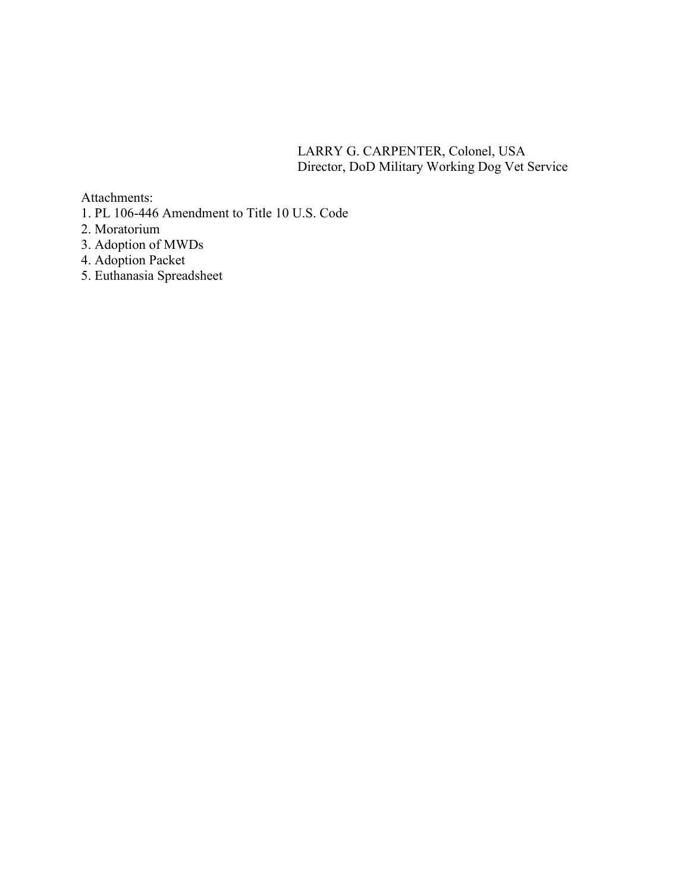LARRY G. CARPENTER, Colonel, USA
Director, DoD Military Working Dog Vet Service

Attachments:

1. PL 106-446 Amendment to Title 10 U.S. Code
2. Moratorium
3. Adoption of MWDs
4. Adoption Packet
5. Euthanasia Spreadsheet